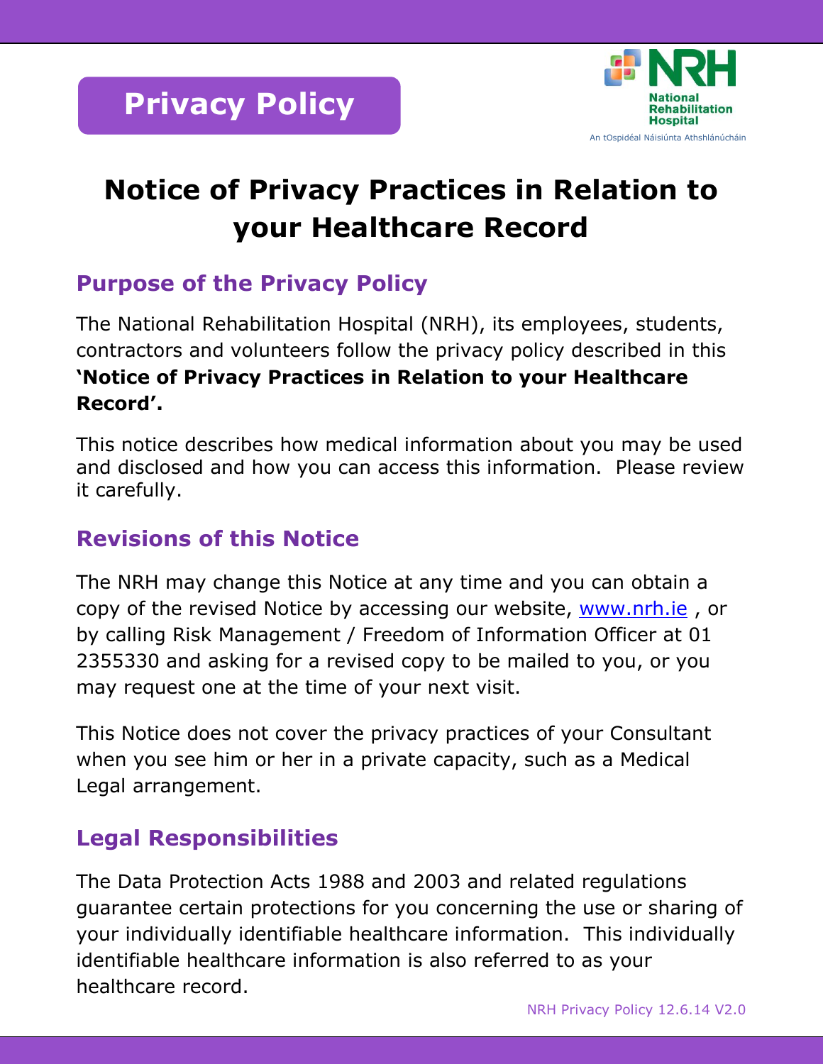# Privacy Policy

National Rehabilitation Hospital
An tOspidéal Náisiúnta Athshlánúcháin

# Notice of Privacy Practices in Relation to your Healthcare Record

## Purpose of the Privacy Policy

The National Rehabilitation Hospital (NRH), its employees, students, contractors and volunteers follow the privacy policy described in this **'Notice of Privacy Practices in Relation to your Healthcare Record'.**

This notice describes how medical information about you may be used and disclosed and how you can access this information. Please review it carefully.

## Revisions of this Notice

The NRH may change this Notice at any time and you can obtain a copy of the revised Notice by accessing our website, www.nrh.ie , or by calling Risk Management / Freedom of Information Officer at 01 2355330 and asking for a revised copy to be mailed to you, or you may request one at the time of your next visit.

This Notice does not cover the privacy practices of your Consultant when you see him or her in a private capacity, such as a Medical Legal arrangement.

## Legal Responsibilities

The Data Protection Acts 1988 and 2003 and related regulations guarantee certain protections for you concerning the use or sharing of your individually identifiable healthcare information. This individually identifiable healthcare information is also referred to as your healthcare record.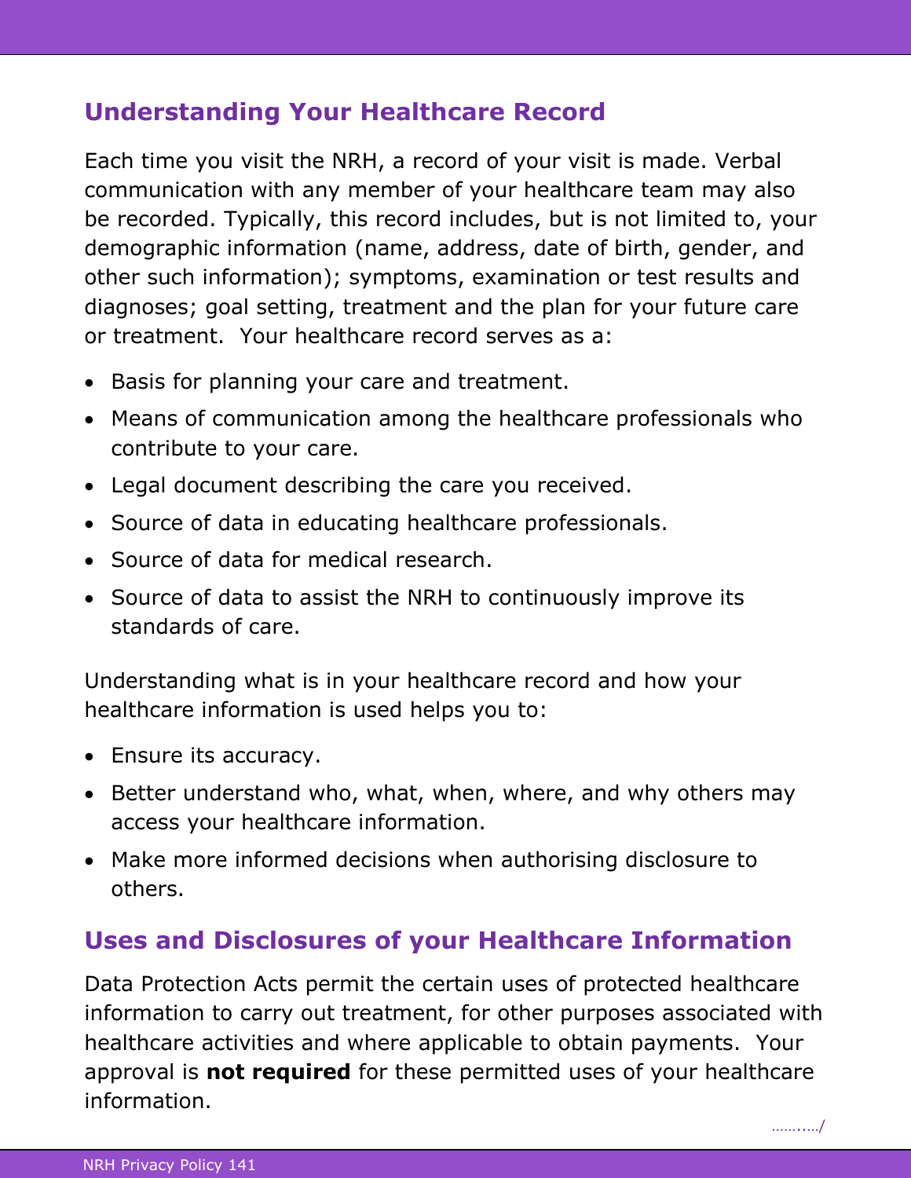## Understanding Your Healthcare Record

Each time you visit the NRH, a record of your visit is made. Verbal communication with any member of your healthcare team may also be recorded. Typically, this record includes, but is not limited to, your demographic information (name, address, date of birth, gender, and other such information); symptoms, examination or test results and diagnoses; goal setting, treatment and the plan for your future care or treatment. Your healthcare record serves as a:

- Basis for planning your care and treatment.
- Means of communication among the healthcare professionals who contribute to your care.
- Legal document describing the care you received.
- Source of data in educating healthcare professionals.
- Source of data for medical research.
- Source of data to assist the NRH to continuously improve its standards of care.

Understanding what is in your healthcare record and how your healthcare information is used helps you to:

- Ensure its accuracy.
- Better understand who, what, when, where, and why others may access your healthcare information.
- Make more informed decisions when authorising disclosure to others.

## Uses and Disclosures of your Healthcare Information

Data Protection Acts permit the certain uses of protected healthcare information to carry out treatment, for other purposes associated with healthcare activities and where applicable to obtain payments. Your approval is **not required** for these permitted uses of your healthcare information.

………/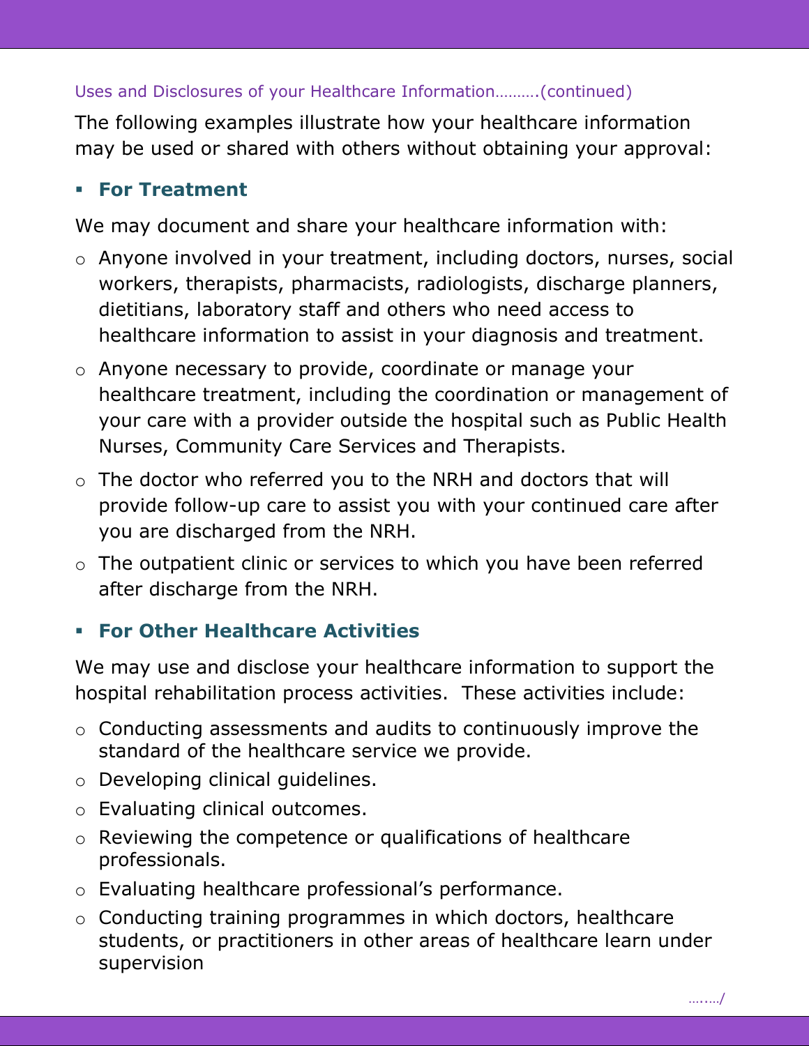Uses and Disclosures of your Healthcare Information……….(continued)

The following examples illustrate how your healthcare information may be used or shared with others without obtaining your approval:

- **For Treatment**

We may document and share your healthcare information with:

- Anyone involved in your treatment, including doctors, nurses, social workers, therapists, pharmacists, radiologists, discharge planners, dietitians, laboratory staff and others who need access to healthcare information to assist in your diagnosis and treatment.
- Anyone necessary to provide, coordinate or manage your healthcare treatment, including the coordination or management of your care with a provider outside the hospital such as Public Health Nurses, Community Care Services and Therapists.
- The doctor who referred you to the NRH and doctors that will provide follow-up care to assist you with your continued care after you are discharged from the NRH.
- The outpatient clinic or services to which you have been referred after discharge from the NRH.

- **For Other Healthcare Activities**

We may use and disclose your healthcare information to support the hospital rehabilitation process activities. These activities include:

- Conducting assessments and audits to continuously improve the standard of the healthcare service we provide.
- Developing clinical guidelines.
- Evaluating clinical outcomes.
- Reviewing the competence or qualifications of healthcare professionals.
- Evaluating healthcare professional's performance.
- Conducting training programmes in which doctors, healthcare students, or practitioners in other areas of healthcare learn under supervision

……./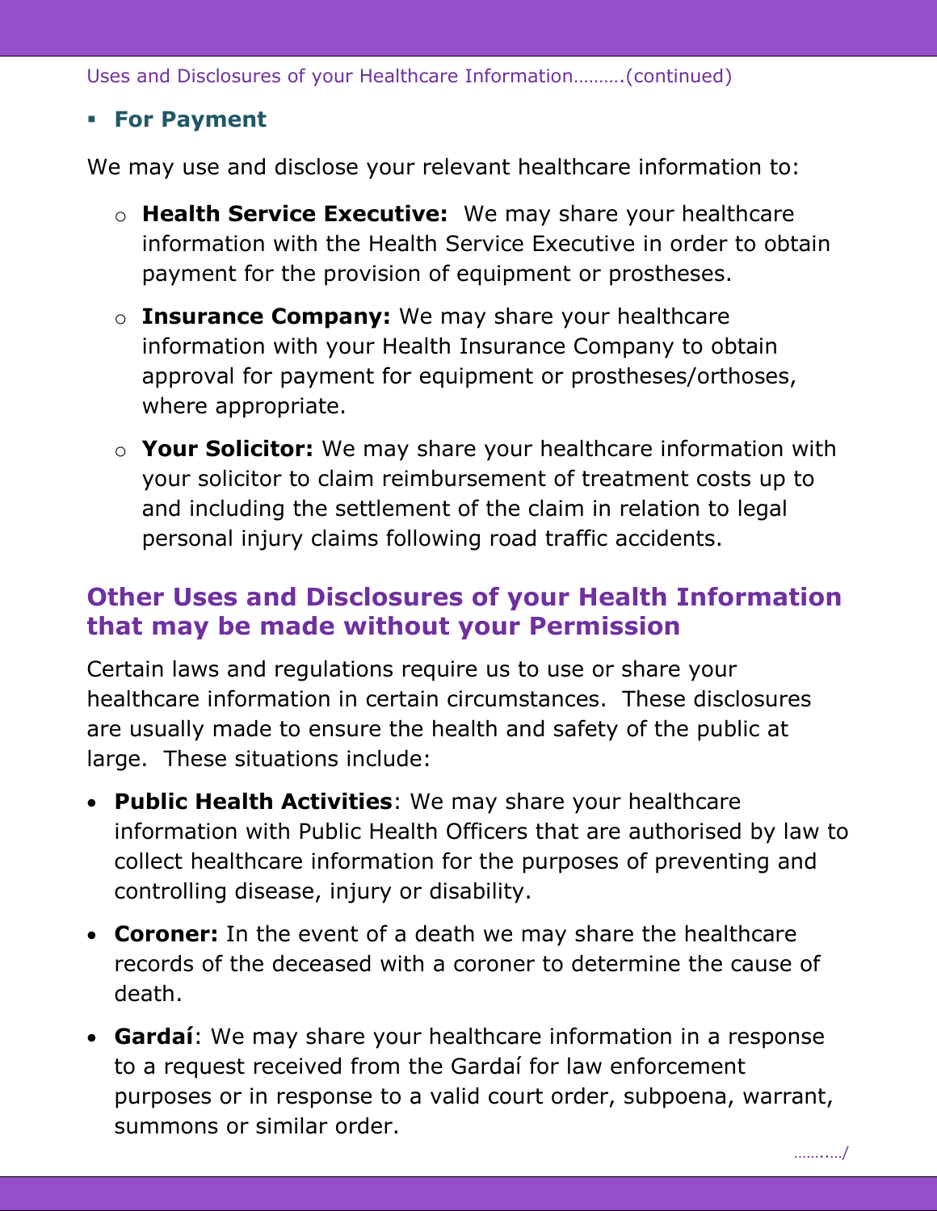Uses and Disclosures of your Healthcare Information……….(continued)

- **For Payment**

We may use and disclose your relevant healthcare information to:

- **Health Service Executive:** We may share your healthcare information with the Health Service Executive in order to obtain payment for the provision of equipment or prostheses.
- **Insurance Company:** We may share your healthcare information with your Health Insurance Company to obtain approval for payment for equipment or prostheses/orthoses, where appropriate.
- **Your Solicitor:** We may share your healthcare information with your solicitor to claim reimbursement of treatment costs up to and including the settlement of the claim in relation to legal personal injury claims following road traffic accidents.

## Other Uses and Disclosures of your Health Information that may be made without your Permission

Certain laws and regulations require us to use or share your healthcare information in certain circumstances. These disclosures are usually made to ensure the health and safety of the public at large. These situations include:

- **Public Health Activities**: We may share your healthcare information with Public Health Officers that are authorised by law to collect healthcare information for the purposes of preventing and controlling disease, injury or disability.
- **Coroner:** In the event of a death we may share the healthcare records of the deceased with a coroner to determine the cause of death.
- **Gardaí**: We may share your healthcare information in a response to a request received from the Gardaí for law enforcement purposes or in response to a valid court order, subpoena, warrant, summons or similar order.

……..…/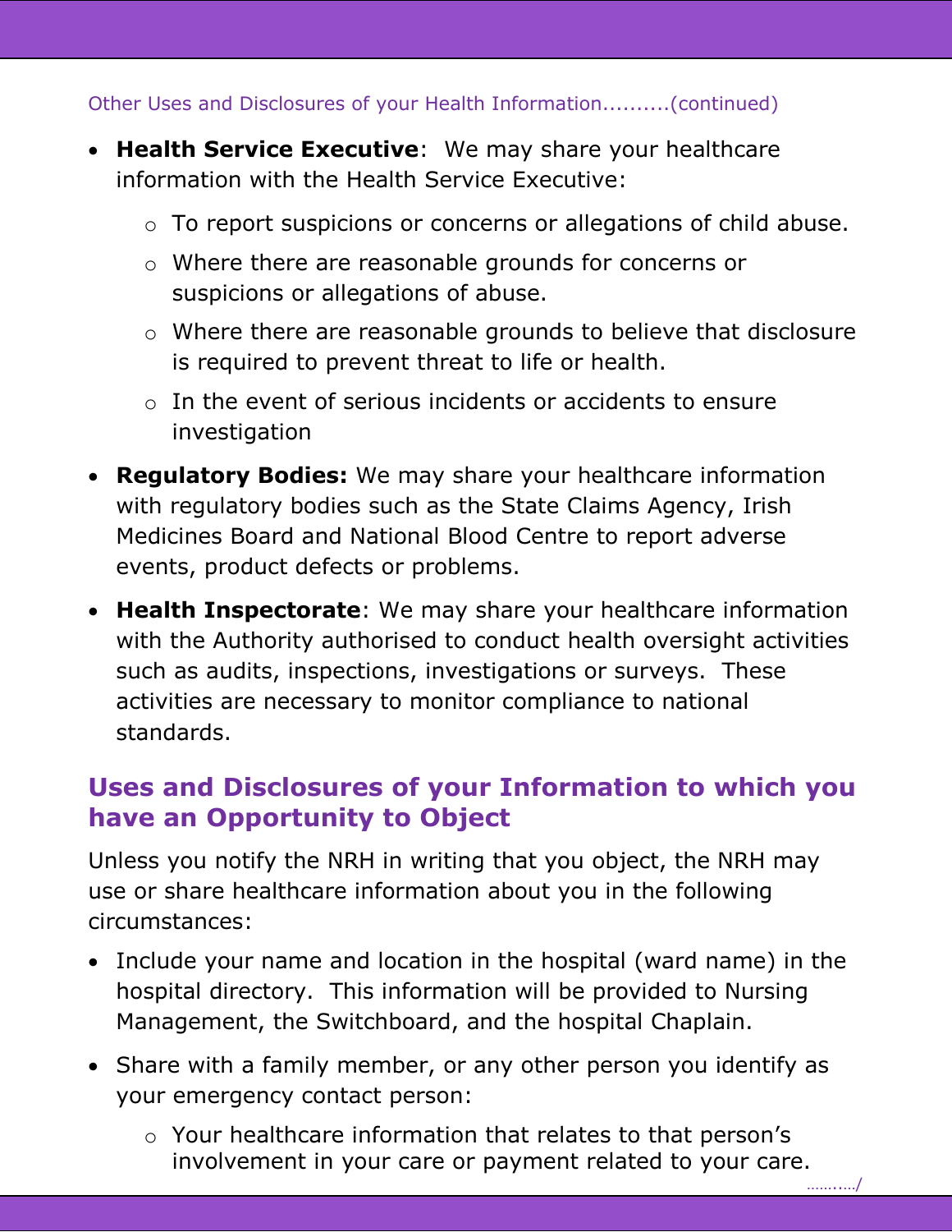Other Uses and Disclosures of your Health Information..........(continued)

- **Health Service Executive**: We may share your healthcare information with the Health Service Executive:
  - To report suspicions or concerns or allegations of child abuse.
  - Where there are reasonable grounds for concerns or suspicions or allegations of abuse.
  - Where there are reasonable grounds to believe that disclosure is required to prevent threat to life or health.
  - In the event of serious incidents or accidents to ensure investigation
- **Regulatory Bodies:** We may share your healthcare information with regulatory bodies such as the State Claims Agency, Irish Medicines Board and National Blood Centre to report adverse events, product defects or problems.
- **Health Inspectorate**: We may share your healthcare information with the Authority authorised to conduct health oversight activities such as audits, inspections, investigations or surveys. These activities are necessary to monitor compliance to national standards.

## Uses and Disclosures of your Information to which you have an Opportunity to Object

Unless you notify the NRH in writing that you object, the NRH may use or share healthcare information about you in the following circumstances:

- Include your name and location in the hospital (ward name) in the hospital directory. This information will be provided to Nursing Management, the Switchboard, and the hospital Chaplain.
- Share with a family member, or any other person you identify as your emergency contact person:
  - Your healthcare information that relates to that person's involvement in your care or payment related to your care.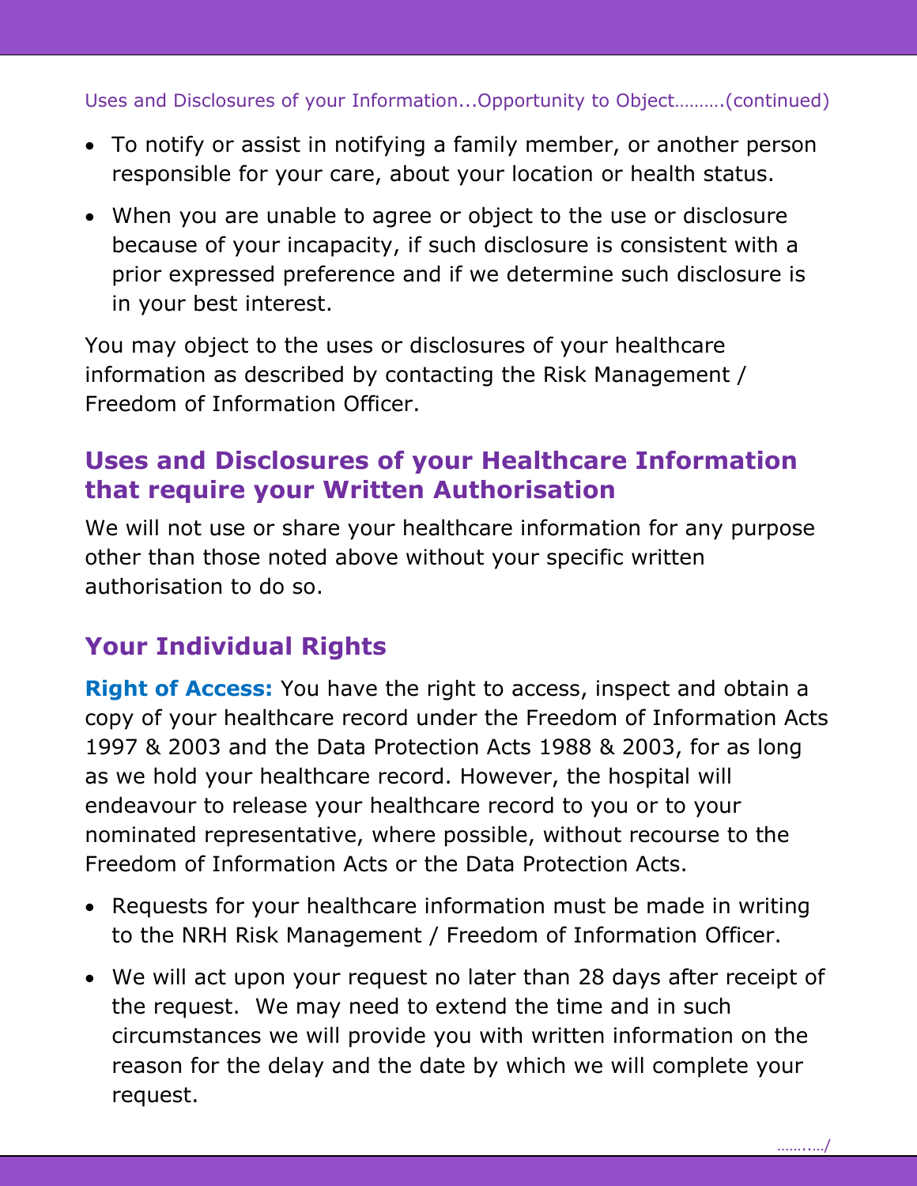Uses and Disclosures of your Information...Opportunity to Object……….(continued)

- To notify or assist in notifying a family member, or another person responsible for your care, about your location or health status.
- When you are unable to agree or object to the use or disclosure because of your incapacity, if such disclosure is consistent with a prior expressed preference and if we determine such disclosure is in your best interest.

You may object to the uses or disclosures of your healthcare information as described by contacting the Risk Management / Freedom of Information Officer.

## Uses and Disclosures of your Healthcare Information that require your Written Authorisation

We will not use or share your healthcare information for any purpose other than those noted above without your specific written authorisation to do so.

## Your Individual Rights

**Right of Access:** You have the right to access, inspect and obtain a copy of your healthcare record under the Freedom of Information Acts 1997 & 2003 and the Data Protection Acts 1988 & 2003, for as long as we hold your healthcare record. However, the hospital will endeavour to release your healthcare record to you or to your nominated representative, where possible, without recourse to the Freedom of Information Acts or the Data Protection Acts.

- Requests for your healthcare information must be made in writing to the NRH Risk Management / Freedom of Information Officer.
- We will act upon your request no later than 28 days after receipt of the request. We may need to extend the time and in such circumstances we will provide you with written information on the reason for the delay and the date by which we will complete your request.

……..…/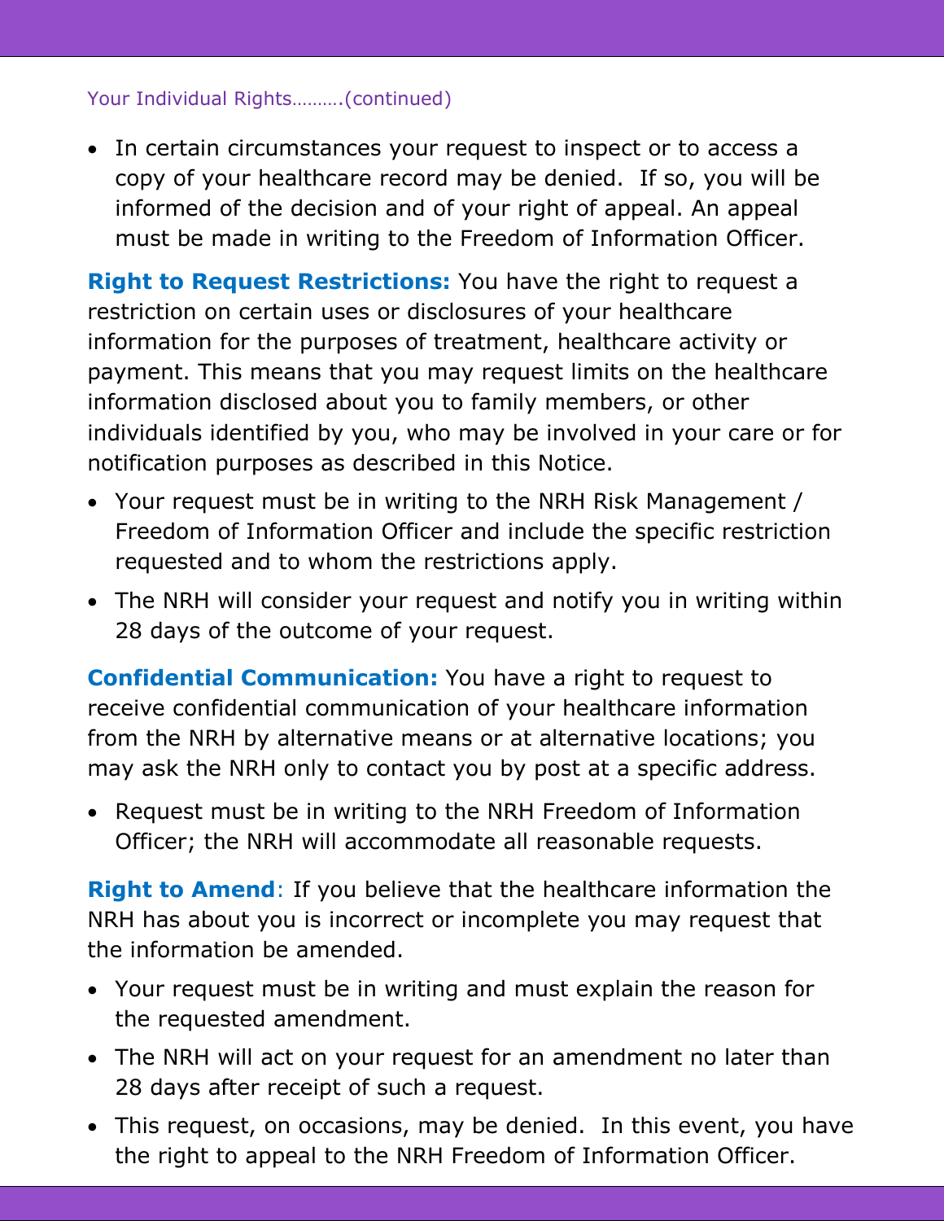Your Individual Rights……….(continued)

- In certain circumstances your request to inspect or to access a copy of your healthcare record may be denied. If so, you will be informed of the decision and of your right of appeal. An appeal must be made in writing to the Freedom of Information Officer.

**Right to Request Restrictions:** You have the right to request a restriction on certain uses or disclosures of your healthcare information for the purposes of treatment, healthcare activity or payment. This means that you may request limits on the healthcare information disclosed about you to family members, or other individuals identified by you, who may be involved in your care or for notification purposes as described in this Notice.

- Your request must be in writing to the NRH Risk Management / Freedom of Information Officer and include the specific restriction requested and to whom the restrictions apply.
- The NRH will consider your request and notify you in writing within 28 days of the outcome of your request.

**Confidential Communication:** You have a right to request to receive confidential communication of your healthcare information from the NRH by alternative means or at alternative locations; you may ask the NRH only to contact you by post at a specific address.

- Request must be in writing to the NRH Freedom of Information Officer; the NRH will accommodate all reasonable requests.

**Right to Amend**: If you believe that the healthcare information the NRH has about you is incorrect or incomplete you may request that the information be amended.

- Your request must be in writing and must explain the reason for the requested amendment.
- The NRH will act on your request for an amendment no later than 28 days after receipt of such a request.
- This request, on occasions, may be denied. In this event, you have the right to appeal to the NRH Freedom of Information Officer.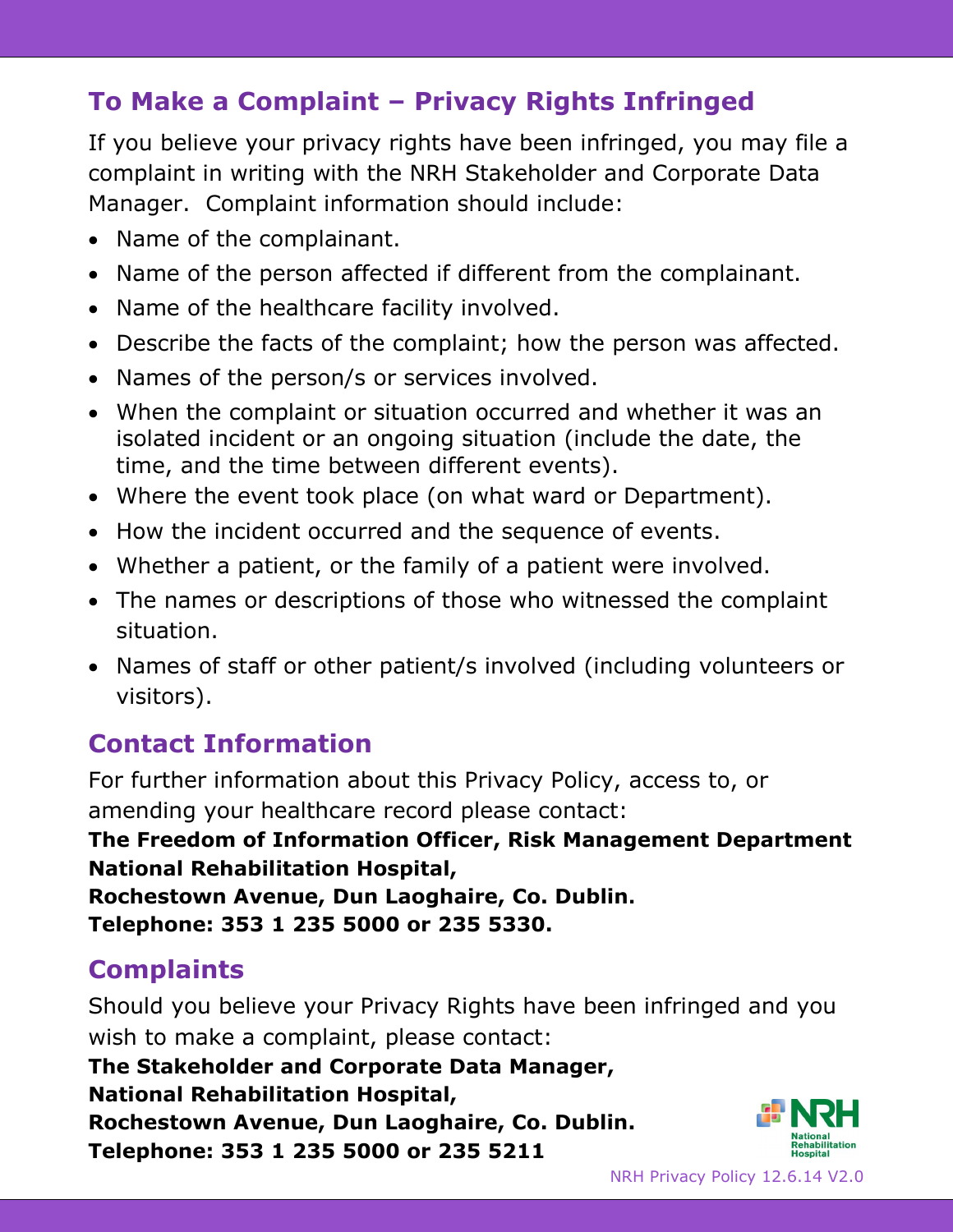## To Make a Complaint – Privacy Rights Infringed

If you believe your privacy rights have been infringed, you may file a complaint in writing with the NRH Stakeholder and Corporate Data Manager. Complaint information should include:

- Name of the complainant.
- Name of the person affected if different from the complainant.
- Name of the healthcare facility involved.
- Describe the facts of the complaint; how the person was affected.
- Names of the person/s or services involved.
- When the complaint or situation occurred and whether it was an isolated incident or an ongoing situation (include the date, the time, and the time between different events).
- Where the event took place (on what ward or Department).
- How the incident occurred and the sequence of events.
- Whether a patient, or the family of a patient were involved.
- The names or descriptions of those who witnessed the complaint situation.
- Names of staff or other patient/s involved (including volunteers or visitors).

## Contact Information

For further information about this Privacy Policy, access to, or amending your healthcare record please contact:

**The Freedom of Information Officer, Risk Management Department**
**National Rehabilitation Hospital,**
**Rochestown Avenue, Dun Laoghaire, Co. Dublin.**
**Telephone: 353 1 235 5000 or 235 5330.**

## Complaints

Should you believe your Privacy Rights have been infringed and you wish to make a complaint, please contact:

**The Stakeholder and Corporate Data Manager,**
**National Rehabilitation Hospital,**
**Rochestown Avenue, Dun Laoghaire, Co. Dublin.**
**Telephone: 353 1 235 5000 or 235 5211**

NRH Privacy Policy 12.6.14 V2.0